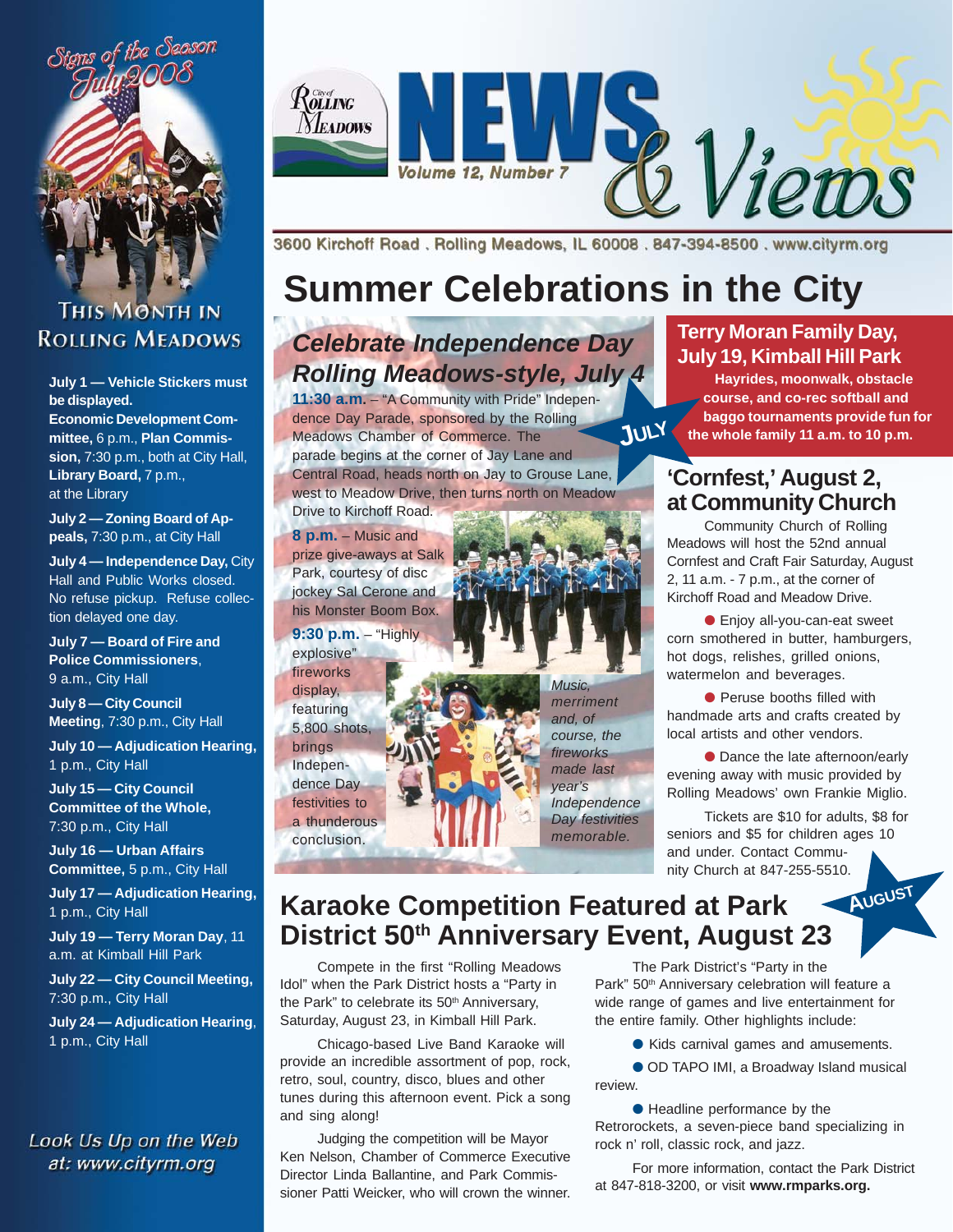# City of Rolling Meadows NEWS & Views

Volume 12, Number 7

3600 Kirchoff Road . Rolling Meadows, IL 60008 . 847-394-8500 . www.cityrm.org

Signs of the Season July 2008

## This Month in Rolling Meadows

**July 1 — Vehicle Stickers must be displayed.**
**Economic Development Committee,** 6 p.m., **Plan Commission,** 7:30 p.m., both at City Hall, **Library Board,** 7 p.m., at the Library

**July 2 — Zoning Board of Appeals,** 7:30 p.m., at City Hall

**July 4 — Independence Day,** City Hall and Public Works closed. No refuse pickup. Refuse collection delayed one day.

**July 7 — Board of Fire and Police Commissioners**, 9 a.m., City Hall

**July 8 — City Council Meeting**, 7:30 p.m., City Hall

**July 10 — Adjudication Hearing,** 1 p.m., City Hall

**July 15 — City Council Committee of the Whole,** 7:30 p.m., City Hall

**July 16 — Urban Affairs Committee,** 5 p.m., City Hall

**July 17 — Adjudication Hearing,** 1 p.m., City Hall

**July 19 — Terry Moran Day**, 11 a.m. at Kimball Hill Park

**July 22 — City Council Meeting,** 7:30 p.m., City Hall

**July 24 — Adjudication Hearing**, 1 p.m., City Hall

Look Us Up on the Web at: www.cityrm.org

# Summer Celebrations in the City

## *Celebrate Independence Day Rolling Meadows-style, July 4*

JULY

**11:30 a.m.** – "A Community with Pride" Independence Day Parade, sponsored by the Rolling Meadows Chamber of Commerce. The parade begins at the corner of Jay Lane and Central Road, heads north on Jay to Grouse Lane, west to Meadow Drive, then turns north on Meadow Drive to Kirchoff Road.

**8 p.m.** – Music and prize give-aways at Salk Park, courtesy of disc jockey Sal Cerone and his Monster Boom Box.

**9:30 p.m.** – "Highly explosive" fireworks display, featuring 5,800 shots, brings Independence Day festivities to a thunderous conclusion.

*Music, merriment and, of course, the fireworks made last year's Independence Day festivities memorable.*

## Terry Moran Family Day, July 19, Kimball Hill Park

**Hayrides, moonwalk, obstacle course, and co-rec softball and baggo tournaments provide fun for the whole family 11 a.m. to 10 p.m.**

## 'Cornfest,' August 2, at Community Church

Community Church of Rolling Meadows will host the 52nd annual Cornfest and Craft Fair Saturday, August 2, 11 a.m. - 7 p.m., at the corner of Kirchoff Road and Meadow Drive.

- Enjoy all-you-can-eat sweet corn smothered in butter, hamburgers, hot dogs, relishes, grilled onions, watermelon and beverages.
- Peruse booths filled with handmade arts and crafts created by local artists and other vendors.
- Dance the late afternoon/early evening away with music provided by Rolling Meadows' own Frankie Miglio.

Tickets are $10 for adults, $8 for seniors and $5 for children ages 10 and under. Contact Community Church at 847-255-5510.

AUGUST

## Karaoke Competition Featured at Park District 50th Anniversary Event, August 23

Compete in the first "Rolling Meadows Idol" when the Park District hosts a "Party in the Park" to celebrate its 50th Anniversary, Saturday, August 23, in Kimball Hill Park.

Chicago-based Live Band Karaoke will provide an incredible assortment of pop, rock, retro, soul, country, disco, blues and other tunes during this afternoon event. Pick a song and sing along!

Judging the competition will be Mayor Ken Nelson, Chamber of Commerce Executive Director Linda Ballantine, and Park Commissioner Patti Weicker, who will crown the winner.

The Park District's "Party in the Park" 50th Anniversary celebration will feature a wide range of games and live entertainment for the entire family. Other highlights include:

- Kids carnival games and amusements.
- OD TAPO IMI, a Broadway Island musical review.
- Headline performance by the Retrorockets, a seven-piece band specializing in rock n' roll, classic rock, and jazz.

For more information, contact the Park District at 847-818-3200, or visit **www.rmparks.org.**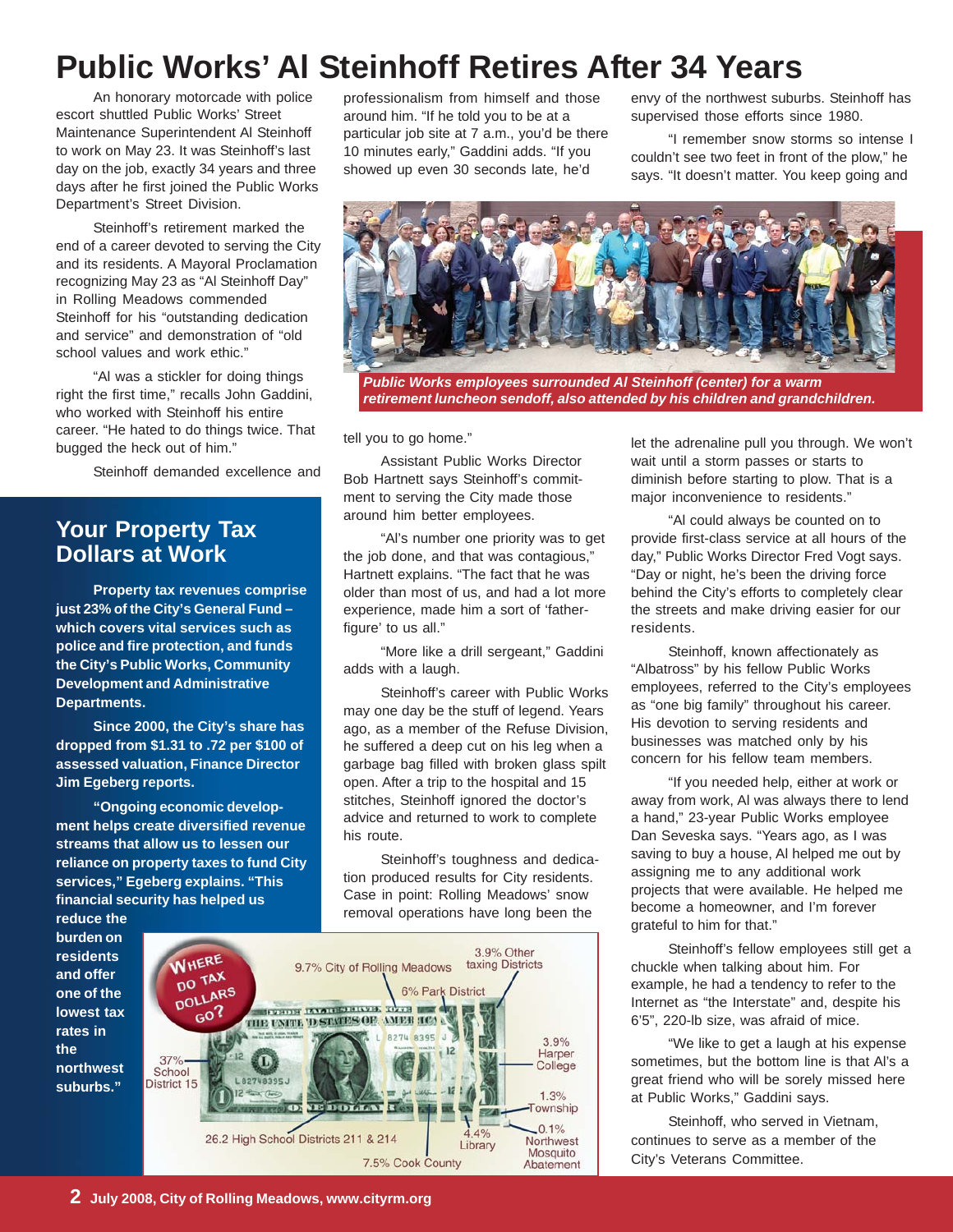# Public Works' Al Steinhoff Retires After 34 Years

An honorary motorcade with police escort shuttled Public Works' Street Maintenance Superintendent Al Steinhoff to work on May 23. It was Steinhoff's last day on the job, exactly 34 years and three days after he first joined the Public Works Department's Street Division.

Steinhoff's retirement marked the end of a career devoted to serving the City and its residents. A Mayoral Proclamation recognizing May 23 as "Al Steinhoff Day" in Rolling Meadows commended Steinhoff for his "outstanding dedication and service" and demonstration of "old school values and work ethic."

"Al was a stickler for doing things right the first time," recalls John Gaddini, who worked with Steinhoff his entire career. "He hated to do things twice. That bugged the heck out of him."

Steinhoff demanded excellence and professionalism from himself and those around him. "If he told you to be at a particular job site at 7 a.m., you'd be there 10 minutes early," Gaddini adds. "If you showed up even 30 seconds late, he'd tell you to go home."

Assistant Public Works Director Bob Hartnett says Steinhoff's commitment to serving the City made those around him better employees.

"Al's number one priority was to get the job done, and that was contagious," Hartnett explains. "The fact that he was older than most of us, and had a lot more experience, made him a sort of 'father-figure' to us all."

"More like a drill sergeant," Gaddini adds with a laugh.

Steinhoff's career with Public Works may one day be the stuff of legend. Years ago, as a member of the Refuse Division, he suffered a deep cut on his leg when a garbage bag filled with broken glass spilt open. After a trip to the hospital and 15 stitches, Steinhoff ignored the doctor's advice and returned to work to complete his route.

Steinhoff's toughness and dedication produced results for City residents. Case in point: Rolling Meadows' snow removal operations have long been the envy of the northwest suburbs. Steinhoff has supervised those efforts since 1980.

"I remember snow storms so intense I couldn't see two feet in front of the plow," he says. "It doesn't matter. You keep going and let the adrenaline pull you through. We won't wait until a storm passes or starts to diminish before starting to plow. That is a major inconvenience to residents."

"Al could always be counted on to provide first-class service at all hours of the day," Public Works Director Fred Vogt says. "Day or night, he's been the driving force behind the City's efforts to completely clear the streets and make driving easier for our residents.

Steinhoff, known affectionately as "Albatross" by his fellow Public Works employees, referred to the City's employees as "one big family" throughout his career. His devotion to serving residents and businesses was matched only by his concern for his fellow team members.

"If you needed help, either at work or away from work, Al was always there to lend a hand," 23-year Public Works employee Dan Seveska says. "Years ago, as I was saving to buy a house, Al helped me out by assigning me to any additional work projects that were available. He helped me become a homeowner, and I'm forever grateful to him for that."

Steinhoff's fellow employees still get a chuckle when talking about him. For example, he had a tendency to refer to the Internet as "the Interstate" and, despite his 6'5", 220-lb size, was afraid of mice.

"We like to get a laugh at his expense sometimes, but the bottom line is that Al's a great friend who will be sorely missed here at Public Works," Gaddini says.

Steinhoff, who served in Vietnam, continues to serve as a member of the City's Veterans Committee.

*Public Works employees surrounded Al Steinhoff (center) for a warm retirement luncheon sendoff, also attended by his children and grandchildren.*

## Your Property Tax Dollars at Work

**Property tax revenues comprise just 23% of the City's General Fund – which covers vital services such as police and fire protection, and funds the City's Public Works, Community Development and Administrative Departments.**

**Since 2000, the City's share has dropped from $1.31 to .72 per $100 of assessed valuation, Finance Director Jim Egeberg reports.**

**"Ongoing economic development helps create diversified revenue streams that allow us to lessen our reliance on property taxes to fund City services," Egeberg explains. "This financial security has helped us reduce the burden on residents and offer one of the lowest tax rates in the northwest suburbs."**

**WHERE DO TAX DOLLARS GO?**

- 37% School District 15
- 26.2 High School Districts 211 & 214
- 9.7% City of Rolling Meadows
- 7.5% Cook County
- 6% Park District
- 4.4% Library
- 3.9% Other taxing Districts
- 3.9% Harper College
- 1.3% Township
- 0.1% Northwest Mosquito Abatement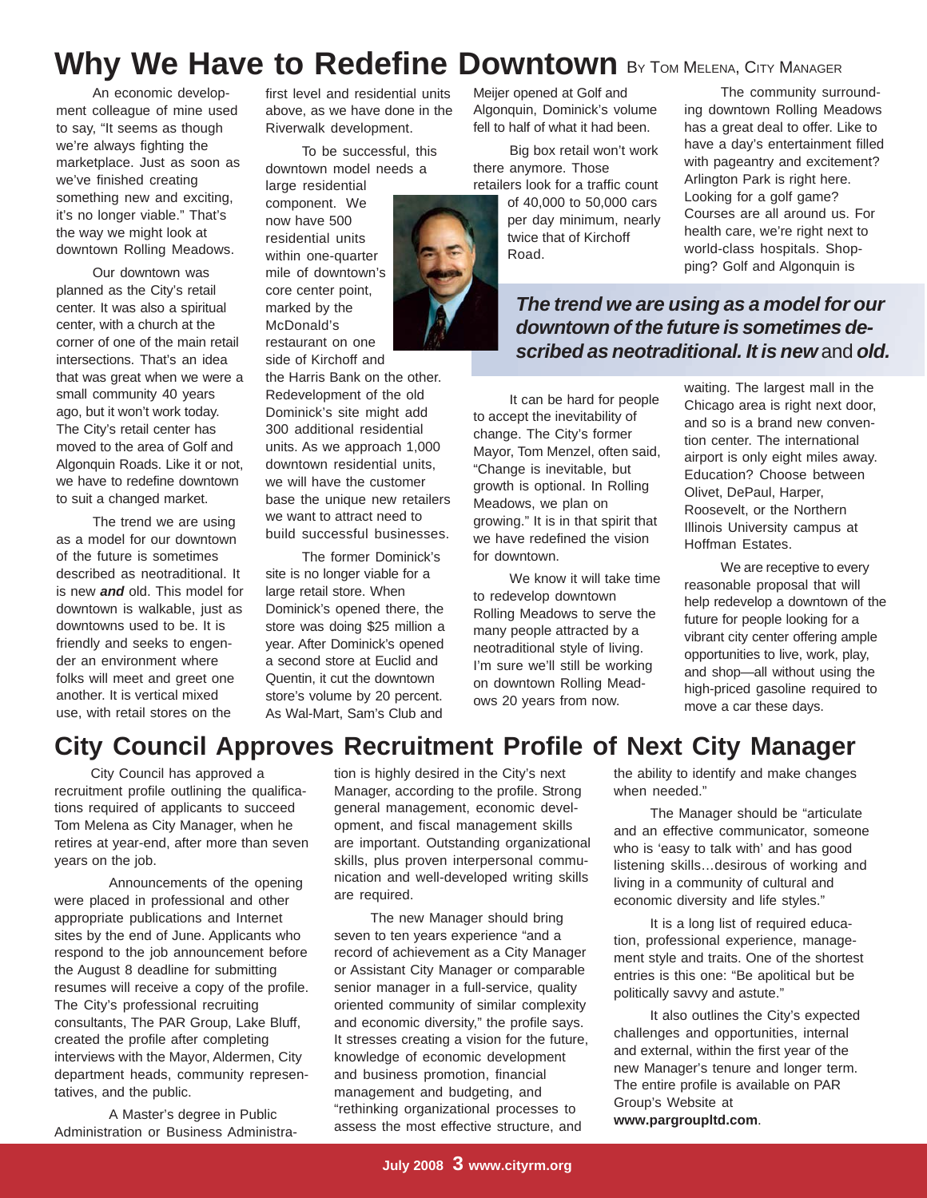# Why We Have to Redefine Downtown

By Tom Melena, City Manager

An economic development colleague of mine used to say, "It seems as though we're always fighting the marketplace. Just as soon as we've finished creating something new and exciting, it's no longer viable." That's the way we might look at downtown Rolling Meadows.

Our downtown was planned as the City's retail center. It was also a spiritual center, with a church at the corner of one of the main retail intersections. That's an idea that was great when we were a small community 40 years ago, but it won't work today. The City's retail center has moved to the area of Golf and Algonquin Roads. Like it or not, we have to redefine downtown to suit a changed market.

The trend we are using as a model for our downtown of the future is sometimes described as neotraditional. It is new ***and*** old. This model for downtown is walkable, just as downtowns used to be. It is friendly and seeks to engender an environment where folks will meet and greet one another. It is vertical mixed use, with retail stores on the first level and residential units above, as we have done in the Riverwalk development.

To be successful, this downtown model needs a large residential component. We now have 500 residential units within one-quarter mile of downtown's core center point, marked by the McDonald's restaurant on one side of Kirchoff and the Harris Bank on the other. Redevelopment of the old Dominick's site might add 300 additional residential units. As we approach 1,000 downtown residential units, we will have the customer base the unique new retailers we want to attract need to build successful businesses.

The former Dominick's site is no longer viable for a large retail store. When Dominick's opened there, the store was doing $25 million a year. After Dominick's opened a second store at Euclid and Quentin, it cut the downtown store's volume by 20 percent. As Wal-Mart, Sam's Club and Meijer opened at Golf and Algonquin, Dominick's volume fell to half of what it had been.

Big box retail won't work there anymore. Those retailers look for a traffic count of 40,000 to 50,000 cars per day minimum, nearly twice that of Kirchoff Road.

***The trend we are using as a model for our downtown of the future is sometimes described as neotraditional. It is new and old.***

It can be hard for people to accept the inevitability of change. The City's former Mayor, Tom Menzel, often said, "Change is inevitable, but growth is optional. In Rolling Meadows, we plan on growing." It is in that spirit that we have redefined the vision for downtown.

We know it will take time to redevelop downtown Rolling Meadows to serve the many people attracted by a neotraditional style of living. I'm sure we'll still be working on downtown Rolling Meadows 20 years from now.

The community surrounding downtown Rolling Meadows has a great deal to offer. Like to have a day's entertainment filled with pageantry and excitement? Arlington Park is right here. Looking for a golf game? Courses are all around us. For health care, we're right next to world-class hospitals. Shopping? Golf and Algonquin is waiting. The largest mall in the Chicago area is right next door, and so is a brand new convention center. The international airport is only eight miles away. Education? Choose between Olivet, DePaul, Harper, Roosevelt, or the Northern Illinois University campus at Hoffman Estates.

We are receptive to every reasonable proposal that will help redevelop a downtown of the future for people looking for a vibrant city center offering ample opportunities to live, work, play, and shop—all without using the high-priced gasoline required to move a car these days.

# City Council Approves Recruitment Profile of Next City Manager

City Council has approved a recruitment profile outlining the qualifications required of applicants to succeed Tom Melena as City Manager, when he retires at year-end, after more than seven years on the job.

Announcements of the opening were placed in professional and other appropriate publications and Internet sites by the end of June. Applicants who respond to the job announcement before the August 8 deadline for submitting resumes will receive a copy of the profile. The City's professional recruiting consultants, The PAR Group, Lake Bluff, created the profile after completing interviews with the Mayor, Aldermen, City department heads, community representatives, and the public.

A Master's degree in Public Administration or Business Administration is highly desired in the City's next Manager, according to the profile. Strong general management, economic development, and fiscal management skills are important. Outstanding organizational skills, plus proven interpersonal communication and well-developed writing skills are required.

The new Manager should bring seven to ten years experience "and a record of achievement as a City Manager or Assistant City Manager or comparable senior manager in a full-service, quality oriented community of similar complexity and economic diversity," the profile says. It stresses creating a vision for the future, knowledge of economic development and business promotion, financial management and budgeting, and "rethinking organizational processes to assess the most effective structure, and the ability to identify and make changes when needed."

The Manager should be "articulate and an effective communicator, someone who is 'easy to talk with' and has good listening skills…desirous of working and living in a community of cultural and economic diversity and life styles."

It is a long list of required education, professional experience, management style and traits. One of the shortest entries is this one: "Be apolitical but be politically savvy and astute."

It also outlines the City's expected challenges and opportunities, internal and external, within the first year of the new Manager's tenure and longer term. The entire profile is available on PAR Group's Website at **www.pargroupltd.com**.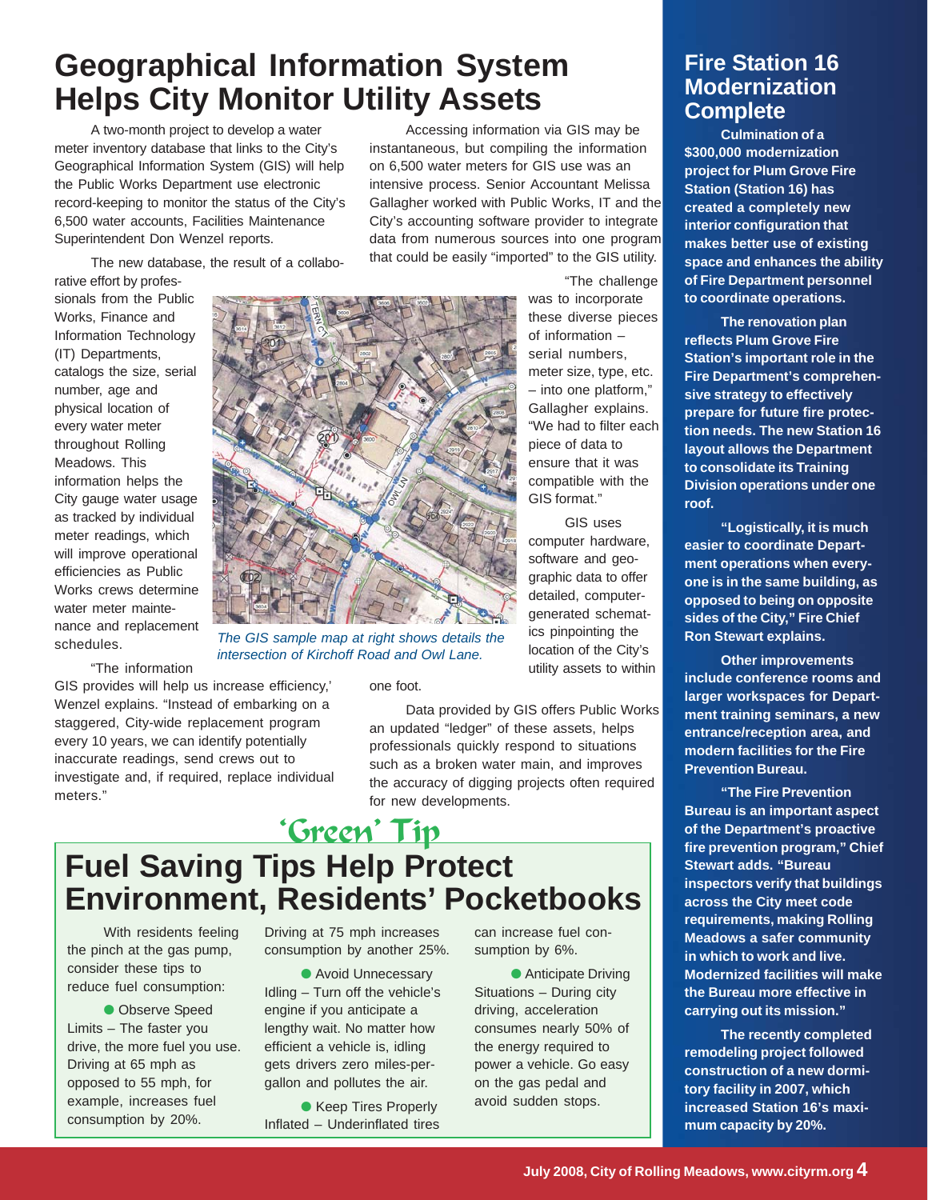# Geographical Information System Helps City Monitor Utility Assets

A two-month project to develop a water meter inventory database that links to the City's Geographical Information System (GIS) will help the Public Works Department use electronic record-keeping to monitor the status of the City's 6,500 water accounts, Facilities Maintenance Superintendent Don Wenzel reports.

The new database, the result of a collaborative effort by professionals from the Public Works, Finance and Information Technology (IT) Departments, catalogs the size, serial number, age and physical location of every water meter throughout Rolling Meadows. This information helps the City gauge water usage as tracked by individual meter readings, which will improve operational efficiencies as Public Works crews determine water meter maintenance and replacement schedules.

*The GIS sample map at right shows details the intersection of Kirchoff Road and Owl Lane.*

"The information GIS provides will help us increase efficiency,' Wenzel explains. "Instead of embarking on a staggered, City-wide replacement program every 10 years, we can identify potentially inaccurate readings, send crews out to investigate and, if required, replace individual meters."

Accessing information via GIS may be instantaneous, but compiling the information on 6,500 water meters for GIS use was an intensive process. Senior Accountant Melissa Gallagher worked with Public Works, IT and the City's accounting software provider to integrate data from numerous sources into one program that could be easily "imported" to the GIS utility.

"The challenge was to incorporate these diverse pieces of information – serial numbers, meter size, type, etc. – into one platform," Gallagher explains. "We had to filter each piece of data to ensure that it was compatible with the GIS format."

GIS uses computer hardware, software and geographic data to offer detailed, computer-generated schematics pinpointing the location of the City's utility assets to within one foot.

Data provided by GIS offers Public Works an updated "ledger" of these assets, helps professionals quickly respond to situations such as a broken water main, and improves the accuracy of digging projects often required for new developments.

## 'Green' Tip

# Fuel Saving Tips Help Protect Environment, Residents' Pocketbooks

With residents feeling the pinch at the gas pump, consider these tips to reduce fuel consumption:

- Observe Speed Limits – The faster you drive, the more fuel you use. Driving at 65 mph as opposed to 55 mph, for example, increases fuel consumption by 20%. Driving at 75 mph increases consumption by another 25%.
- Avoid Unnecessary Idling – Turn off the vehicle's engine if you anticipate a lengthy wait. No matter how efficient a vehicle is, idling gets drivers zero miles-per-gallon and pollutes the air.
- Keep Tires Properly Inflated – Underinflated tires can increase fuel consumption by 6%.
- Anticipate Driving Situations – During city driving, acceleration consumes nearly 50% of the energy required to power a vehicle. Go easy on the gas pedal and avoid sudden stops.

# Fire Station 16 Modernization Complete

**Culmination of a $300,000 modernization project for Plum Grove Fire Station (Station 16) has created a completely new interior configuration that makes better use of existing space and enhances the ability of Fire Department personnel to coordinate operations.**

**The renovation plan reflects Plum Grove Fire Station's important role in the Fire Department's comprehensive strategy to effectively prepare for future fire protection needs. The new Station 16 layout allows the Department to consolidate its Training Division operations under one roof.**

**"Logistically, it is much easier to coordinate Department operations when everyone is in the same building, as opposed to being on opposite sides of the City," Fire Chief Ron Stewart explains.**

**Other improvements include conference rooms and larger workspaces for Department training seminars, a new entrance/reception area, and modern facilities for the Fire Prevention Bureau.**

**"The Fire Prevention Bureau is an important aspect of the Department's proactive fire prevention program," Chief Stewart adds. "Bureau inspectors verify that buildings across the City meet code requirements, making Rolling Meadows a safer community in which to work and live. Modernized facilities will make the Bureau more effective in carrying out its mission."**

**The recently completed remodeling project followed construction of a new dormitory facility in 2007, which increased Station 16's maximum capacity by 20%.**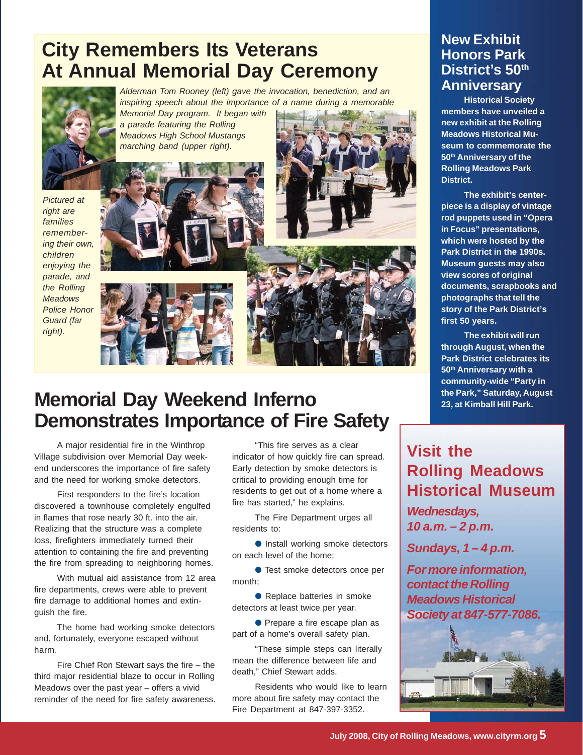# City Remembers Its Veterans At Annual Memorial Day Ceremony

*Alderman Tom Rooney (left) gave the invocation, benediction, and an inspiring speech about the importance of a name during a memorable Memorial Day program. It began with a parade featuring the Rolling Meadows High School Mustangs marching band (upper right).*

*Pictured at right are families remembering their own, children enjoying the parade, and the Rolling Meadows Police Honor Guard (far right).*

# Memorial Day Weekend Inferno Demonstrates Importance of Fire Safety

A major residential fire in the Winthrop Village subdivision over Memorial Day weekend underscores the importance of fire safety and the need for working smoke detectors.

First responders to the fire's location discovered a townhouse completely engulfed in flames that rose nearly 30 ft. into the air. Realizing that the structure was a complete loss, firefighters immediately turned their attention to containing the fire and preventing the fire from spreading to neighboring homes.

With mutual aid assistance from 12 area fire departments, crews were able to prevent fire damage to additional homes and extinguish the fire.

The home had working smoke detectors and, fortunately, everyone escaped without harm.

Fire Chief Ron Stewart says the fire – the third major residential blaze to occur in Rolling Meadows over the past year – offers a vivid reminder of the need for fire safety awareness.

"This fire serves as a clear indicator of how quickly fire can spread. Early detection by smoke detectors is critical to providing enough time for residents to get out of a home where a fire has started," he explains.

The Fire Department urges all residents to:

- Install working smoke detectors on each level of the home;
- Test smoke detectors once per month;
- Replace batteries in smoke detectors at least twice per year.
- Prepare a fire escape plan as part of a home's overall safety plan.

"These simple steps can literally mean the difference between life and death," Chief Stewart adds.

Residents who would like to learn more about fire safety may contact the Fire Department at 847-397-3352.

## New Exhibit Honors Park District's 50th Anniversary

**Historical Society members have unveiled a new exhibit at the Rolling Meadows Historical Museum to commemorate the 50th Anniversary of the Rolling Meadows Park District.**

**The exhibit's centerpiece is a display of vintage rod puppets used in "Opera in Focus" presentations, which were hosted by the Park District in the 1990s. Museum guests may also view scores of original documents, scrapbooks and photographs that tell the story of the Park District's first 50 years.**

**The exhibit will run through August, when the Park District celebrates its 50th Anniversary with a community-wide "Party in the Park," Saturday, August 23, at Kimball Hill Park.**

## Visit the Rolling Meadows Historical Museum

***Wednesdays, 10 a.m. – 2 p.m.***

***Sundays, 1 – 4 p.m.***

***For more information, contact the Rolling Meadows Historical Society at 847-577-7086.***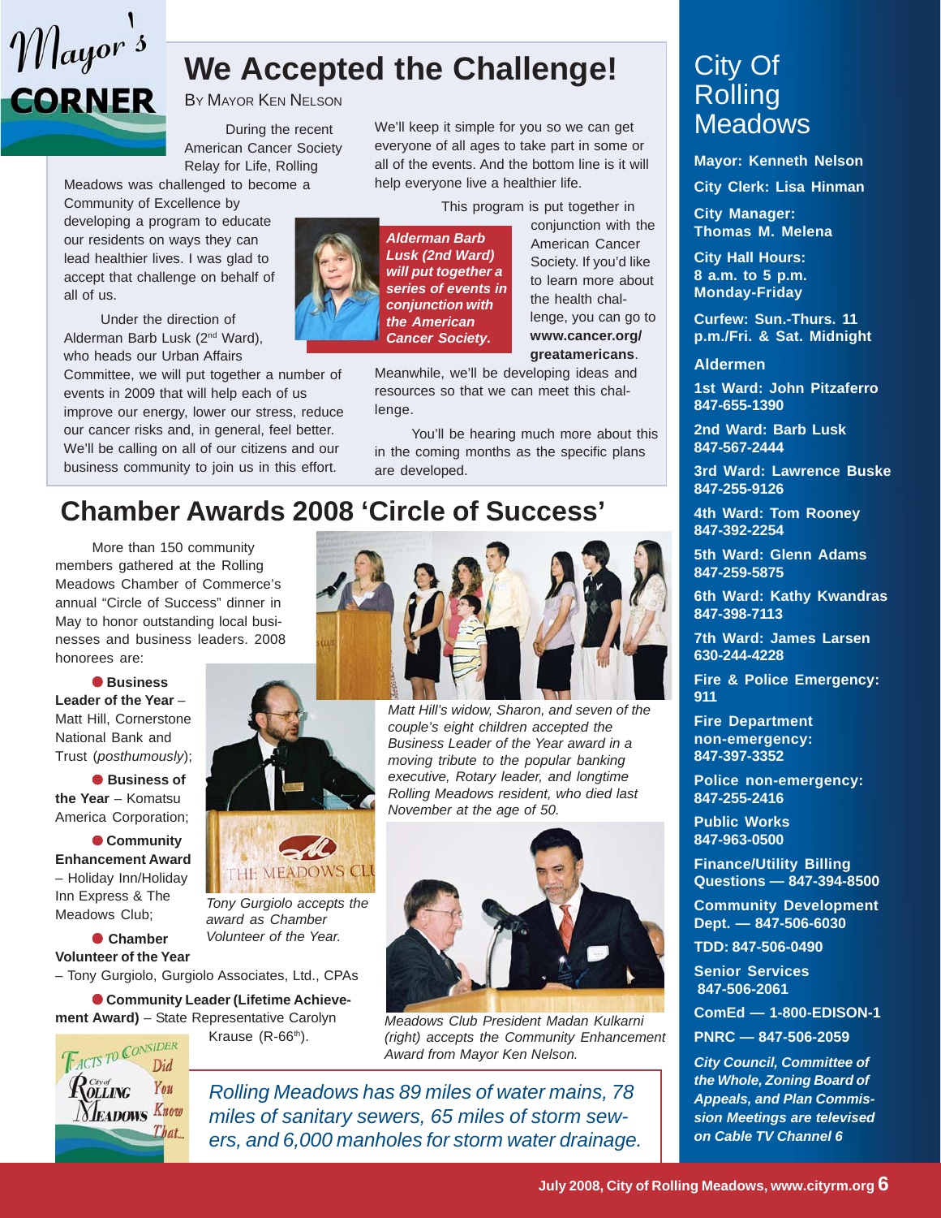# Mayor's CORNER

## We Accepted the Challenge!

By Mayor Ken Nelson

During the recent American Cancer Society Relay for Life, Rolling Meadows was challenged to become a Community of Excellence by developing a program to educate our residents on ways they can lead healthier lives. I was glad to accept that challenge on behalf of all of us.

Under the direction of Alderman Barb Lusk (2nd Ward), who heads our Urban Affairs Committee, we will put together a number of events in 2009 that will help each of us improve our energy, lower our stress, reduce our cancer risks and, in general, feel better. We'll be calling on all of our citizens and our business community to join us in this effort.

We'll keep it simple for you so we can get everyone of all ages to take part in some or all of the events. And the bottom line is it will help everyone live a healthier life.

This program is put together in conjunction with the American Cancer Society. If you'd like to learn more about the health challenge, you can go to **www.cancer.org/greatamericans**.

*Alderman Barb Lusk (2nd Ward) will put together a series of events in conjunction with the American Cancer Society.*

Meanwhile, we'll be developing ideas and resources so that we can meet this challenge.

You'll be hearing much more about this in the coming months as the specific plans are developed.

## Chamber Awards 2008 'Circle of Success'

More than 150 community members gathered at the Rolling Meadows Chamber of Commerce's annual "Circle of Success" dinner in May to honor outstanding local businesses and business leaders. 2008 honorees are:

- **Business Leader of the Year** – Matt Hill, Cornerstone National Bank and Trust (*posthumously*);
- **Business of the Year** – Komatsu America Corporation;
- **Community Enhancement Award** – Holiday Inn/Holiday Inn Express & The Meadows Club;
- **Chamber Volunteer of the Year** – Tony Gurgiolo, Gurgiolo Associates, Ltd., CPAs
- **Community Leader (Lifetime Achievement Award)** – State Representative Carolyn Krause (R-66th).

*Matt Hill's widow, Sharon, and seven of the couple's eight children accepted the Business Leader of the Year award in a moving tribute to the popular banking executive, Rotary leader, and longtime Rolling Meadows resident, who died last November at the age of 50.*

*Tony Gurgiolo accepts the award as Chamber Volunteer of the Year.*

*Meadows Club President Madan Kulkarni (right) accepts the Community Enhancement Award from Mayor Ken Nelson.*

Facts to Consider — City of Rolling Meadows — Did You Know That...

*Rolling Meadows has 89 miles of water mains, 78 miles of sanitary sewers, 65 miles of storm sewers, and 6,000 manholes for storm water drainage.*

## City Of Rolling Meadows

**Mayor: Kenneth Nelson**

**City Clerk: Lisa Hinman**

**City Manager: Thomas M. Melena**

**City Hall Hours: 8 a.m. to 5 p.m. Monday-Friday**

**Curfew: Sun.-Thurs. 11 p.m./Fri. & Sat. Midnight**

**Aldermen**

**1st Ward: John Pitzaferro 847-655-1390**

**2nd Ward: Barb Lusk 847-567-2444**

**3rd Ward: Lawrence Buske 847-255-9126**

**4th Ward: Tom Rooney 847-392-2254**

**5th Ward: Glenn Adams 847-259-5875**

**6th Ward: Kathy Kwandras 847-398-7113**

**7th Ward: James Larsen 630-244-4228**

**Fire & Police Emergency: 911**

**Fire Department non-emergency: 847-397-3352**

**Police non-emergency: 847-255-2416**

**Public Works 847-963-0500**

**Finance/Utility Billing Questions — 847-394-8500**

**Community Development Dept. — 847-506-6030**

**TDD: 847-506-0490**

**Senior Services 847-506-2061**

**ComEd — 1-800-EDISON-1**

**PNRC — 847-506-2059**

***City Council, Committee of the Whole, Zoning Board of Appeals, and Plan Commission Meetings are televised on Cable TV Channel 6***